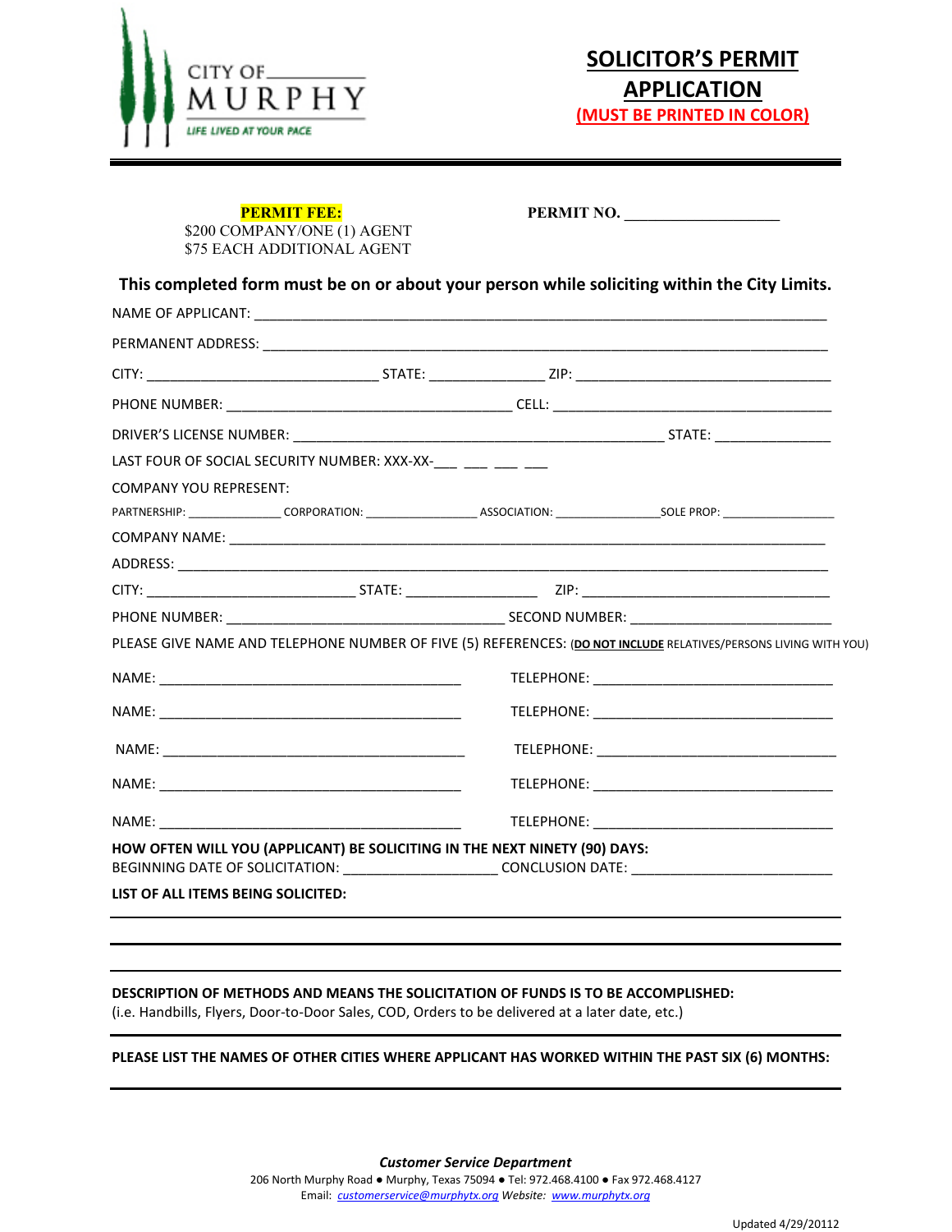CITY OF MURPHY

*LIFE LIVED AT YOUR PACE*

# SOLICITOR'S PERMIT APPLICATION

**(MUST BE PRINTED IN COLOR)**

**PERMIT FEE:**
$200 COMPANY/ONE (1) AGENT
$75 EACH ADDITIONAL AGENT

**PERMIT NO.** ___________________

**This completed form must be on or about your person while soliciting within the City Limits.**

NAME OF APPLICANT: ___________________________________________

PERMANENT ADDRESS: ___________________________________________

CITY: ____________________ STATE: __________ ZIP: ____________________

PHONE NUMBER: ____________________ CELL: ____________________

DRIVER'S LICENSE NUMBER: ____________________ STATE: __________

LAST FOUR OF SOCIAL SECURITY NUMBER: XXX-XX-___ ___ ___ ___

COMPANY YOU REPRESENT:

PARTNERSHIP: __________ CORPORATION: __________ ASSOCIATION: __________ SOLE PROP: __________

COMPANY NAME: ___________________________________________

ADDRESS: ___________________________________________

CITY: ____________________ STATE: __________ ZIP: ____________________

PHONE NUMBER: ____________________ SECOND NUMBER: ____________________

PLEASE GIVE NAME AND TELEPHONE NUMBER OF FIVE (5) REFERENCES: (**DO NOT INCLUDE** RELATIVES/PERSONS LIVING WITH YOU)

NAME: ____________________ TELEPHONE: ____________________

NAME: ____________________ TELEPHONE: ____________________

NAME: ____________________ TELEPHONE: ____________________

NAME: ____________________ TELEPHONE: ____________________

NAME: ____________________ TELEPHONE: ____________________

**HOW OFTEN WILL YOU (APPLICANT) BE SOLICITING IN THE NEXT NINETY (90) DAYS:**

BEGINNING DATE OF SOLICITATION: ____________________ CONCLUSION DATE: ____________________

**LIST OF ALL ITEMS BEING SOLICITED:**

___________________________________________

___________________________________________

___________________________________________

**DESCRIPTION OF METHODS AND MEANS THE SOLICITATION OF FUNDS IS TO BE ACCOMPLISHED:**
(i.e. Handbills, Flyers, Door-to-Door Sales, COD, Orders to be delivered at a later date, etc.)

___________________________________________

**PLEASE LIST THE NAMES OF OTHER CITIES WHERE APPLICANT HAS WORKED WITHIN THE PAST SIX (6) MONTHS:**

___________________________________________

***Customer Service Department***

206 North Murphy Road ● Murphy, Texas 75094 ● Tel: 972.468.4100 ● Fax 972.468.4127
Email: customerservice@murphytx.org Website: www.murphytx.org

Updated 4/29/20112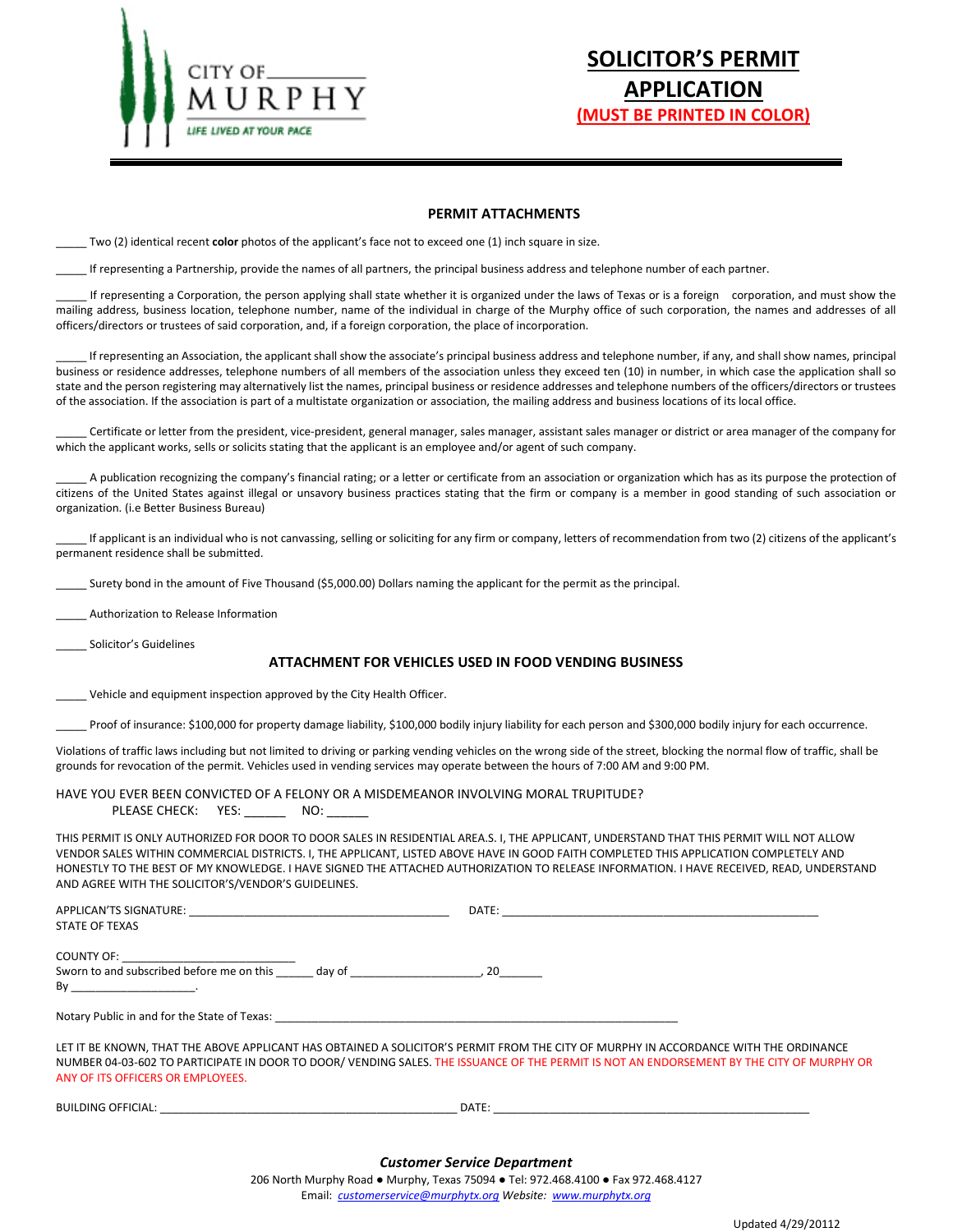CITY OF MURPHY

LIFE LIVED AT YOUR PACE

# SOLICITOR'S PERMIT APPLICATION

**(MUST BE PRINTED IN COLOR)**

## PERMIT ATTACHMENTS

_____ Two (2) identical recent **color** photos of the applicant's face not to exceed one (1) inch square in size.

_____ If representing a Partnership, provide the names of all partners, the principal business address and telephone number of each partner.

_____ If representing a Corporation, the person applying shall state whether it is organized under the laws of Texas or is a foreign corporation, and must show the mailing address, business location, telephone number, name of the individual in charge of the Murphy office of such corporation, the names and addresses of all officers/directors or trustees of said corporation, and, if a foreign corporation, the place of incorporation.

_____ If representing an Association, the applicant shall show the associate's principal business address and telephone number, if any, and shall show names, principal business or residence addresses, telephone numbers of all members of the association unless they exceed ten (10) in number, in which case the application shall so state and the person registering may alternatively list the names, principal business or residence addresses and telephone numbers of the officers/directors or trustees of the association. If the association is part of a multistate organization or association, the mailing address and business locations of its local office.

_____ Certificate or letter from the president, vice-president, general manager, sales manager, assistant sales manager or district or area manager of the company for which the applicant works, sells or solicits stating that the applicant is an employee and/or agent of such company.

_____ A publication recognizing the company's financial rating; or a letter or certificate from an association or organization which has as its purpose the protection of citizens of the United States against illegal or unsavory business practices stating that the firm or company is a member in good standing of such association or organization. (i.e Better Business Bureau)

_____ If applicant is an individual who is not canvassing, selling or soliciting for any firm or company, letters of recommendation from two (2) citizens of the applicant's permanent residence shall be submitted.

_____ Surety bond in the amount of Five Thousand ($5,000.00) Dollars naming the applicant for the permit as the principal.

_____ Authorization to Release Information

_____ Solicitor's Guidelines

## ATTACHMENT FOR VEHICLES USED IN FOOD VENDING BUSINESS

_____ Vehicle and equipment inspection approved by the City Health Officer.

_____ Proof of insurance: $100,000 for property damage liability, $100,000 bodily injury liability for each person and $300,000 bodily injury for each occurrence.

Violations of traffic laws including but not limited to driving or parking vending vehicles on the wrong side of the street, blocking the normal flow of traffic, shall be grounds for revocation of the permit. Vehicles used in vending services may operate between the hours of 7:00 AM and 9:00 PM.

HAVE YOU EVER BEEN CONVICTED OF A FELONY OR A MISDEMEANOR INVOLVING MORAL TRUPITUDE?

PLEASE CHECK: YES: ______ NO: ______

THIS PERMIT IS ONLY AUTHORIZED FOR DOOR TO DOOR SALES IN RESIDENTIAL AREA.S. I, THE APPLICANT, UNDERSTAND THAT THIS PERMIT WILL NOT ALLOW VENDOR SALES WITHIN COMMERCIAL DISTRICTS. I, THE APPLICANT, LISTED ABOVE HAVE IN GOOD FAITH COMPLETED THIS APPLICATION COMPLETELY AND HONESTLY TO THE BEST OF MY KNOWLEDGE. I HAVE SIGNED THE ATTACHED AUTHORIZATION TO RELEASE INFORMATION. I HAVE RECEIVED, READ, UNDERSTAND AND AGREE WITH THE SOLICITOR'S/VENDOR'S GUIDELINES.

APPLICAN'TS SIGNATURE: __________________________________________ DATE: ____________________________________________________

STATE OF TEXAS

COUNTY OF: ____________________________

Sworn to and subscribed before me on this ______ day of ____________________, 20_______

By ____________________.

Notary Public in and for the State of Texas: ____________________________________________________________________

LET IT BE KNOWN, THAT THE ABOVE APPLICANT HAS OBTAINED A SOLICITOR'S PERMIT FROM THE CITY OF MURPHY IN ACCORDANCE WITH THE ORDINANCE NUMBER 04-03-602 TO PARTICIPATE IN DOOR TO DOOR/ VENDING SALES. THE ISSUANCE OF THE PERMIT IS NOT AN ENDORSEMENT BY THE CITY OF MURPHY OR ANY OF ITS OFFICERS OR EMPLOYEES.

BUILDING OFFICIAL: ________________________________________________ DATE: ____________________________________________________

***Customer Service Department***

206 North Murphy Road ● Murphy, Texas 75094 ● Tel: 972.468.4100 ● Fax 972.468.4127

Email: *customerservice@murphytx.org* *Website:* *www.murphytx.org*

Updated 4/29/20112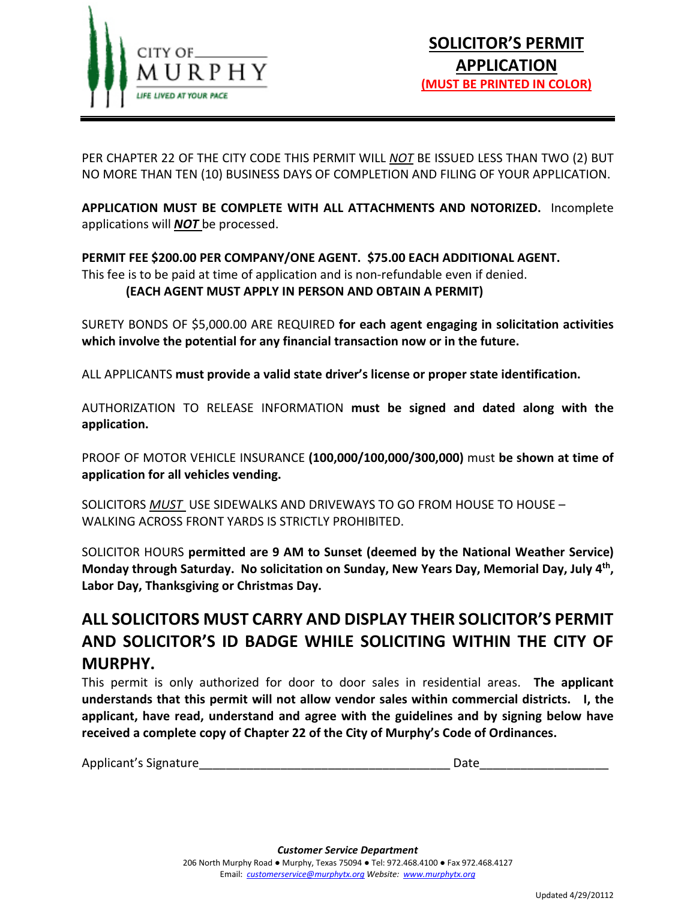CITY OF MURPHY
LIFE LIVED AT YOUR PACE

# SOLICITOR'S PERMIT APPLICATION

**(MUST BE PRINTED IN COLOR)**

PER CHAPTER 22 OF THE CITY CODE THIS PERMIT WILL ***NOT*** BE ISSUED LESS THAN TWO (2) BUT NO MORE THAN TEN (10) BUSINESS DAYS OF COMPLETION AND FILING OF YOUR APPLICATION.

**APPLICATION MUST BE COMPLETE WITH ALL ATTACHMENTS AND NOTORIZED.** Incomplete applications will ***NOT*** be processed.

**PERMIT FEE $200.00 PER COMPANY/ONE AGENT. $75.00 EACH ADDITIONAL AGENT.**
This fee is to be paid at time of application and is non-refundable even if denied.
**(EACH AGENT MUST APPLY IN PERSON AND OBTAIN A PERMIT)**

SURETY BONDS OF $5,000.00 ARE REQUIRED **for each agent engaging in solicitation activities which involve the potential for any financial transaction now or in the future.**

ALL APPLICANTS **must provide a valid state driver's license or proper state identification.**

AUTHORIZATION TO RELEASE INFORMATION **must be signed and dated along with the application.**

PROOF OF MOTOR VEHICLE INSURANCE **(100,000/100,000/300,000)** must **be shown at time of application for all vehicles vending.**

SOLICITORS *MUST* USE SIDEWALKS AND DRIVEWAYS TO GO FROM HOUSE TO HOUSE – WALKING ACROSS FRONT YARDS IS STRICTLY PROHIBITED.

SOLICITOR HOURS **permitted are 9 AM to Sunset (deemed by the National Weather Service) Monday through Saturday. No solicitation on Sunday, New Years Day, Memorial Day, July 4th, Labor Day, Thanksgiving or Christmas Day.**

## ALL SOLICITORS MUST CARRY AND DISPLAY THEIR SOLICITOR'S PERMIT AND SOLICITOR'S ID BADGE WHILE SOLICITING WITHIN THE CITY OF MURPHY.

This permit is only authorized for door to door sales in residential areas. **The applicant understands that this permit will not allow vendor sales within commercial districts. I, the applicant, have read, understand and agree with the guidelines and by signing below have received a complete copy of Chapter 22 of the City of Murphy's Code of Ordinances.**

Applicant's Signature____________________________________ Date__________________

***Customer Service Department***
206 North Murphy Road ● Murphy, Texas 75094 ● Tel: 972.468.4100 ● Fax 972.468.4127
Email: customerservice@murphytx.org *Website:* www.murphytx.org

Updated 4/29/20112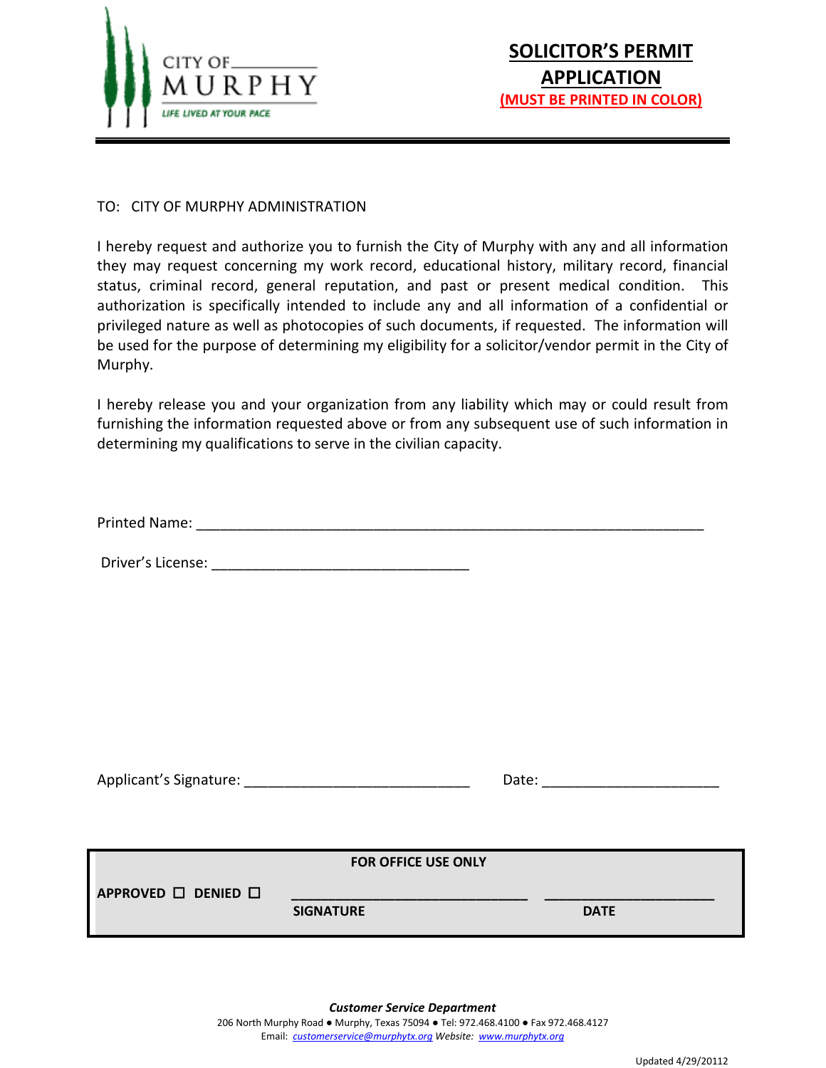CITY OF MURPHY

LIFE LIVED AT YOUR PACE

# SOLICITOR'S PERMIT APPLICATION

**(MUST BE PRINTED IN COLOR)**

TO: CITY OF MURPHY ADMINISTRATION

I hereby request and authorize you to furnish the City of Murphy with any and all information they may request concerning my work record, educational history, military record, financial status, criminal record, general reputation, and past or present medical condition. This authorization is specifically intended to include any and all information of a confidential or privileged nature as well as photocopies of such documents, if requested. The information will be used for the purpose of determining my eligibility for a solicitor/vendor permit in the City of Murphy.

I hereby release you and your organization from any liability which may or could result from furnishing the information requested above or from any subsequent use of such information in determining my qualifications to serve in the civilian capacity.

Printed Name: ___________________________________________________________________

Driver's License: ________________________________

Applicant's Signature: ____________________________ Date: _____________________

**FOR OFFICE USE ONLY**

**APPROVED** ☐ **DENIED** ☐ ______________________________ ______________________

**SIGNATURE** **DATE**

***Customer Service Department***

206 North Murphy Road ● Murphy, Texas 75094 ● Tel: 972.468.4100 ● Fax 972.468.4127

Email: customerservice@murphytx.org *Website:* www.murphytx.org

Updated 4/29/20112